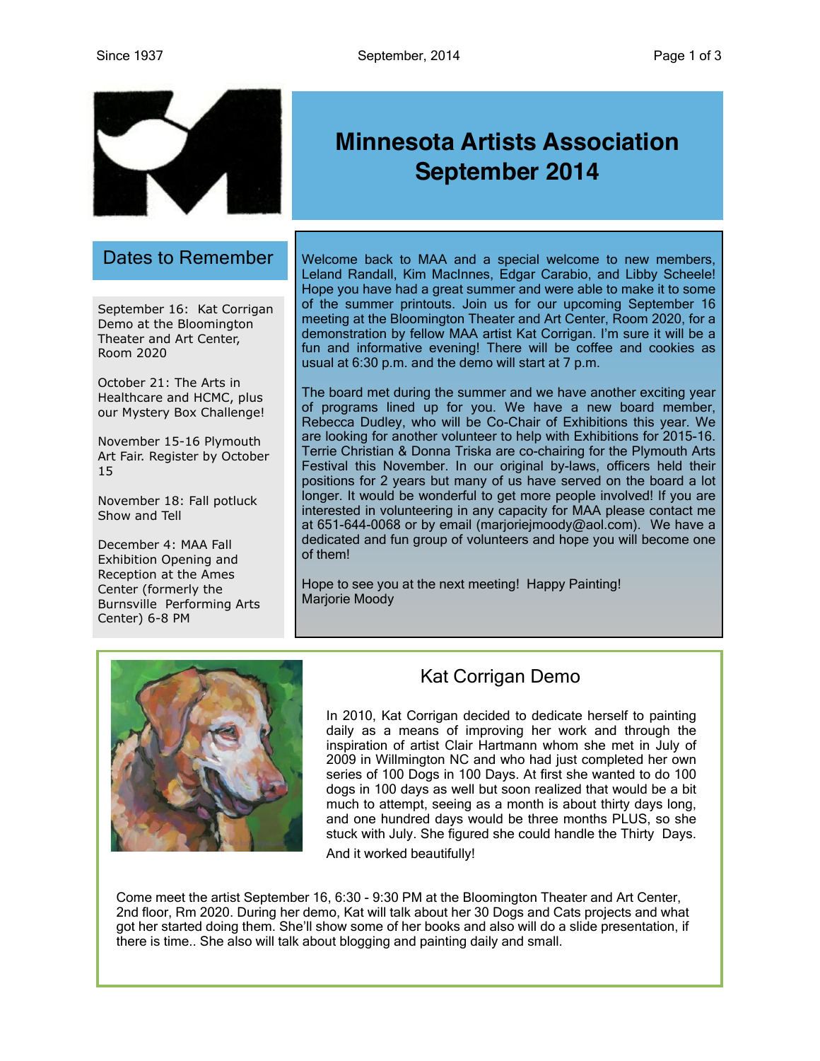# Minnesota Artists Association September 2014

## Dates to Remember

September 16: Kat Corrigan Demo at the Bloomington Theater and Art Center, Room 2020

October 21: The Arts in Healthcare and HCMC, plus our Mystery Box Challenge!

November 15-16 Plymouth Art Fair. Register by October 15

November 18: Fall potluck Show and Tell

December 4: MAA Fall Exhibition Opening and Reception at the Ames Center (formerly the Burnsville Performing Arts Center) 6-8 PM

Welcome back to MAA and a special welcome to new members, Leland Randall, Kim MacInnes, Edgar Carabio, and Libby Scheele! Hope you have had a great summer and were able to make it to some of the summer printouts. Join us for our upcoming September 16 meeting at the Bloomington Theater and Art Center, Room 2020, for a demonstration by fellow MAA artist Kat Corrigan. I'm sure it will be a fun and informative evening! There will be coffee and cookies as usual at 6:30 p.m. and the demo will start at 7 p.m.

The board met during the summer and we have another exciting year of programs lined up for you. We have a new board member, Rebecca Dudley, who will be Co-Chair of Exhibitions this year. We are looking for another volunteer to help with Exhibitions for 2015-16. Terrie Christian & Donna Triska are co-chairing for the Plymouth Arts Festival this November. In our original by-laws, officers held their positions for 2 years but many of us have served on the board a lot longer. It would be wonderful to get more people involved! If you are interested in volunteering in any capacity for MAA please contact me at 651-644-0068 or by email (marjoriejmoody@aol.com). We have a dedicated and fun group of volunteers and hope you will become one of them!

Hope to see you at the next meeting! Happy Painting!
Marjorie Moody

## Kat Corrigan Demo

In 2010, Kat Corrigan decided to dedicate herself to painting daily as a means of improving her work and through the inspiration of artist Clair Hartmann whom she met in July of 2009 in Willmington NC and who had just completed her own series of 100 Dogs in 100 Days. At first she wanted to do 100 dogs in 100 days as well but soon realized that would be a bit much to attempt, seeing as a month is about thirty days long, and one hundred days would be three months PLUS, so she stuck with July. She figured she could handle the Thirty Days.

And it worked beautifully!

Come meet the artist September 16, 6:30 - 9:30 PM at the Bloomington Theater and Art Center, 2nd floor, Rm 2020. During her demo, Kat will talk about her 30 Dogs and Cats projects and what got her started doing them. She'll show some of her books and also will do a slide presentation, if there is time.. She also will talk about blogging and painting daily and small.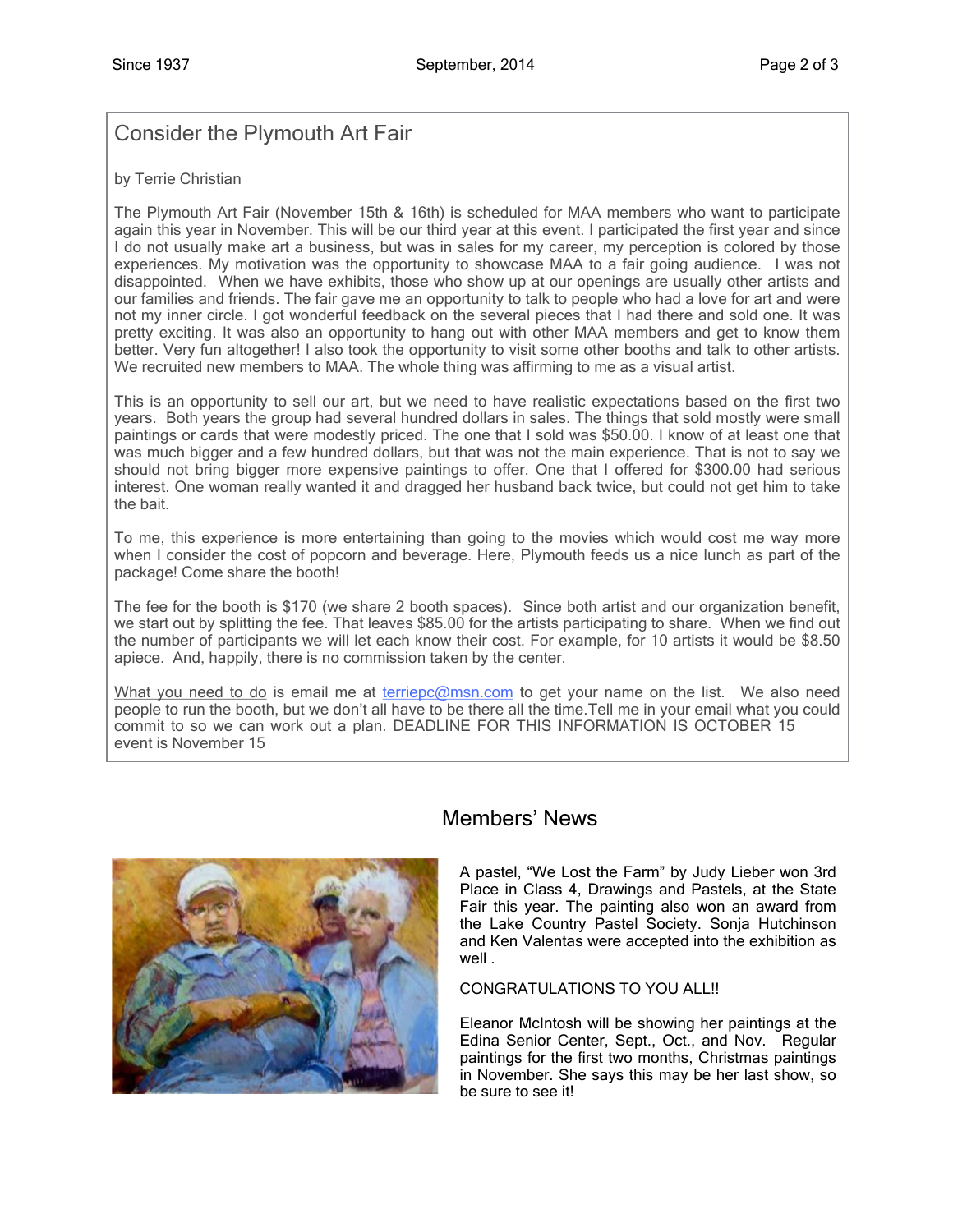## Consider the Plymouth Art Fair

by Terrie Christian

The Plymouth Art Fair (November 15th & 16th) is scheduled for MAA members who want to participate again this year in November. This will be our third year at this event. I participated the first year and since I do not usually make art a business, but was in sales for my career, my perception is colored by those experiences. My motivation was the opportunity to showcase MAA to a fair going audience. I was not disappointed. When we have exhibits, those who show up at our openings are usually other artists and our families and friends. The fair gave me an opportunity to talk to people who had a love for art and were not my inner circle. I got wonderful feedback on the several pieces that I had there and sold one. It was pretty exciting. It was also an opportunity to hang out with other MAA members and get to know them better. Very fun altogether! I also took the opportunity to visit some other booths and talk to other artists. We recruited new members to MAA. The whole thing was affirming to me as a visual artist.

This is an opportunity to sell our art, but we need to have realistic expectations based on the first two years. Both years the group had several hundred dollars in sales. The things that sold mostly were small paintings or cards that were modestly priced. The one that I sold was $50.00. I know of at least one that was much bigger and a few hundred dollars, but that was not the main experience. That is not to say we should not bring bigger more expensive paintings to offer. One that I offered for $300.00 had serious interest. One woman really wanted it and dragged her husband back twice, but could not get him to take the bait.

To me, this experience is more entertaining than going to the movies which would cost me way more when I consider the cost of popcorn and beverage. Here, Plymouth feeds us a nice lunch as part of the package! Come share the booth!

The fee for the booth is $170 (we share 2 booth spaces). Since both artist and our organization benefit, we start out by splitting the fee. That leaves $85.00 for the artists participating to share. When we find out the number of participants we will let each know their cost. For example, for 10 artists it would be $8.50 apiece. And, happily, there is no commission taken by the center.

What you need to do is email me at terriepc@msn.com to get your name on the list. We also need people to run the booth, but we don't all have to be there all the time.Tell me in your email what you could commit to so we can work out a plan. DEADLINE FOR THIS INFORMATION IS OCTOBER 15 event is November 15

## Members' News

A pastel, "We Lost the Farm" by Judy Lieber won 3rd Place in Class 4, Drawings and Pastels, at the State Fair this year. The painting also won an award from the Lake Country Pastel Society. Sonja Hutchinson and Ken Valentas were accepted into the exhibition as well .

CONGRATULATIONS TO YOU ALL!!

Eleanor McIntosh will be showing her paintings at the Edina Senior Center, Sept., Oct., and Nov. Regular paintings for the first two months, Christmas paintings in November. She says this may be her last show, so be sure to see it!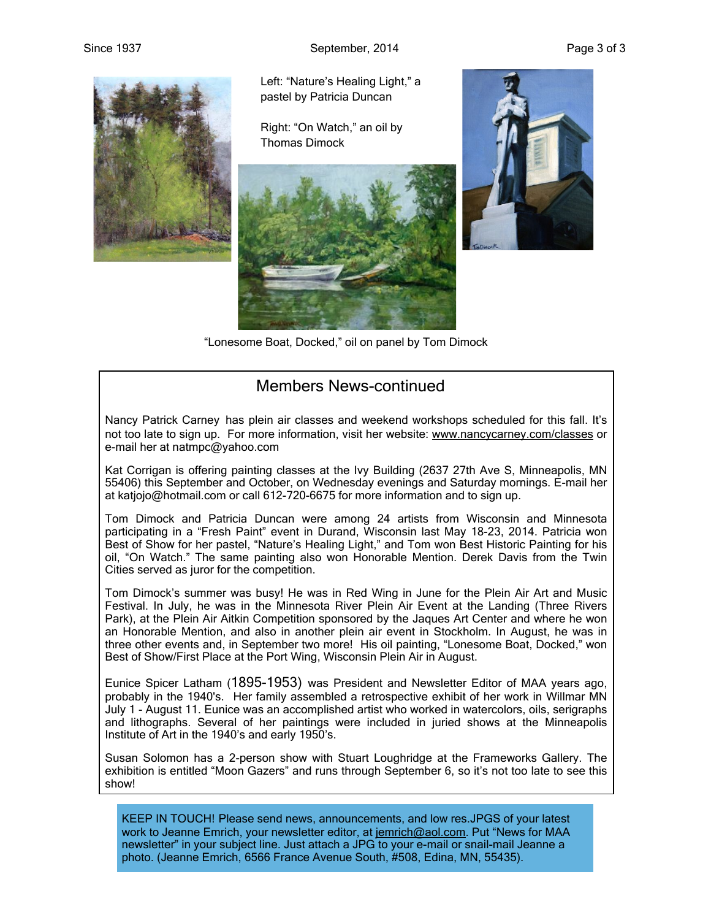Left: “Nature’s Healing Light,” a pastel by Patricia Duncan

Right: “On Watch,” an oil by Thomas Dimock

“Lonesome Boat, Docked,” oil on panel by Tom Dimock

## Members News-continued

Nancy Patrick Carney has plein air classes and weekend workshops scheduled for this fall. It’s not too late to sign up. For more information, visit her website: www.nancycarney.com/classes or e-mail her at natmpc@yahoo.com

Kat Corrigan is offering painting classes at the Ivy Building (2637 27th Ave S, Minneapolis, MN 55406) this September and October, on Wednesday evenings and Saturday mornings. E-mail her at katjojo@hotmail.com or call 612-720-6675 for more information and to sign up.

Tom Dimock and Patricia Duncan were among 24 artists from Wisconsin and Minnesota participating in a “Fresh Paint” event in Durand, Wisconsin last May 18-23, 2014. Patricia won Best of Show for her pastel, “Nature’s Healing Light,” and Tom won Best Historic Painting for his oil, “On Watch.” The same painting also won Honorable Mention. Derek Davis from the Twin Cities served as juror for the competition.

Tom Dimock’s summer was busy! He was in Red Wing in June for the Plein Air Art and Music Festival. In July, he was in the Minnesota River Plein Air Event at the Landing (Three Rivers Park), at the Plein Air Aitkin Competition sponsored by the Jaques Art Center and where he won an Honorable Mention, and also in another plein air event in Stockholm. In August, he was in three other events and, in September two more! His oil painting, “Lonesome Boat, Docked,” won Best of Show/First Place at the Port Wing, Wisconsin Plein Air in August.

Eunice Spicer Latham (1895-1953) was President and Newsletter Editor of MAA years ago, probably in the 1940's. Her family assembled a retrospective exhibit of her work in Willmar MN July 1 - August 11. Eunice was an accomplished artist who worked in watercolors, oils, serigraphs and lithographs. Several of her paintings were included in juried shows at the Minneapolis Institute of Art in the 1940’s and early 1950’s.

Susan Solomon has a 2-person show with Stuart Loughridge at the Frameworks Gallery. The exhibition is entitled “Moon Gazers” and runs through September 6, so it’s not too late to see this show!

KEEP IN TOUCH! Please send news, announcements, and low res.JPGS of your latest work to Jeanne Emrich, your newsletter editor, at jemrich@aol.com. Put “News for MAA newsletter” in your subject line. Just attach a JPG to your e-mail or snail-mail Jeanne a photo. (Jeanne Emrich, 6566 France Avenue South, #508, Edina, MN, 55435).